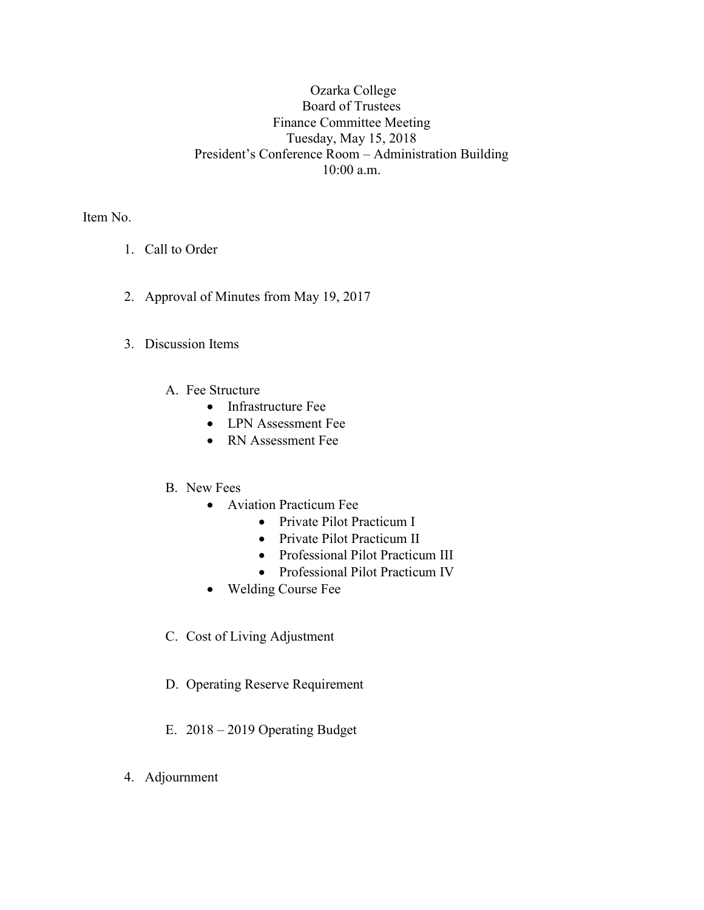Ozarka College
Board of Trustees
Finance Committee Meeting
Tuesday, May 15, 2018
President's Conference Room – Administration Building
10:00 a.m.

Item No.

1. Call to Order

2. Approval of Minutes from May 19, 2017

3. Discussion Items

   A. Fee Structure
      - Infrastructure Fee
      - LPN Assessment Fee
      - RN Assessment Fee

   B. New Fees
      - Aviation Practicum Fee
         - Private Pilot Practicum I
         - Private Pilot Practicum II
         - Professional Pilot Practicum III
         - Professional Pilot Practicum IV
      - Welding Course Fee

   C. Cost of Living Adjustment

   D. Operating Reserve Requirement

   E. 2018 – 2019 Operating Budget

4. Adjournment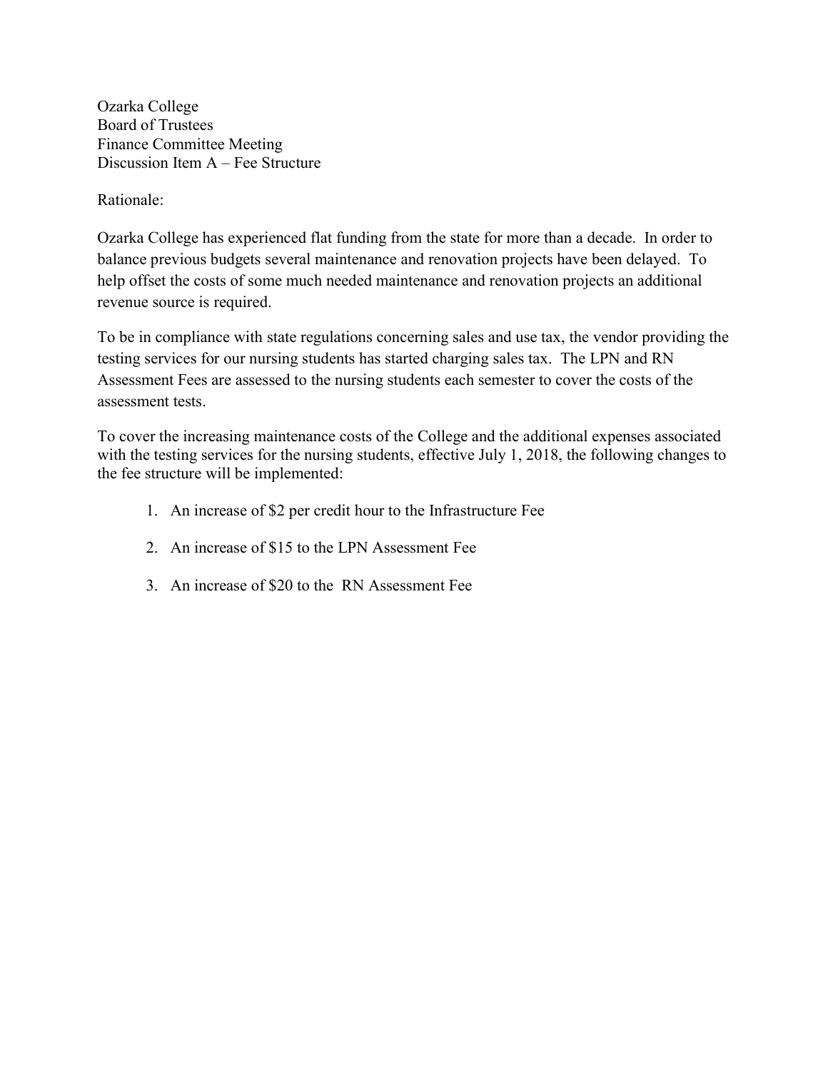Ozarka College
Board of Trustees
Finance Committee Meeting
Discussion Item A – Fee Structure

Rationale:

Ozarka College has experienced flat funding from the state for more than a decade. In order to balance previous budgets several maintenance and renovation projects have been delayed. To help offset the costs of some much needed maintenance and renovation projects an additional revenue source is required.

To be in compliance with state regulations concerning sales and use tax, the vendor providing the testing services for our nursing students has started charging sales tax. The LPN and RN Assessment Fees are assessed to the nursing students each semester to cover the costs of the assessment tests.

To cover the increasing maintenance costs of the College and the additional expenses associated with the testing services for the nursing students, effective July 1, 2018, the following changes to the fee structure will be implemented:

1. An increase of $2 per credit hour to the Infrastructure Fee
2. An increase of $15 to the LPN Assessment Fee
3. An increase of $20 to the RN Assessment Fee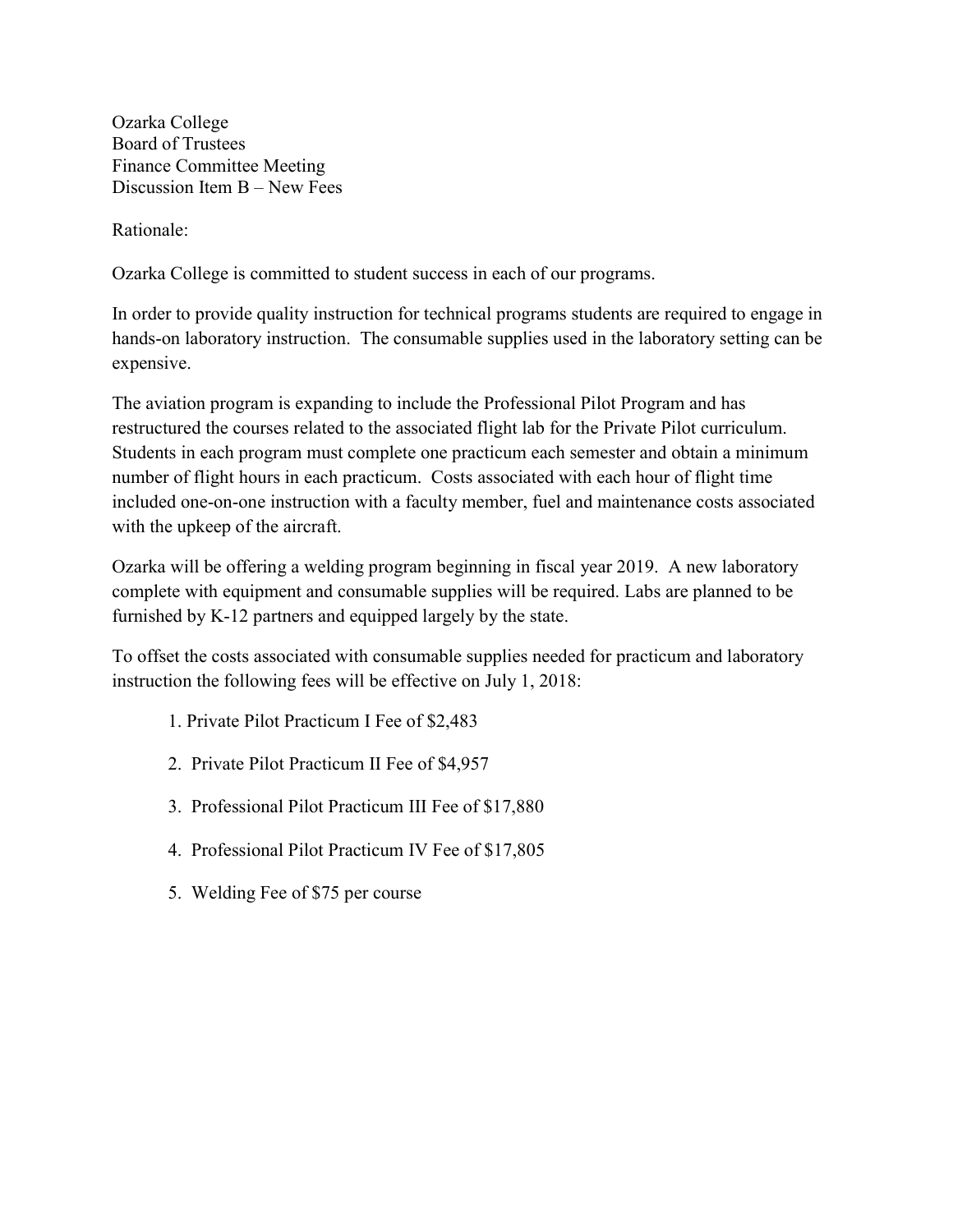Ozarka College
Board of Trustees
Finance Committee Meeting
Discussion Item B – New Fees

Rationale:

Ozarka College is committed to student success in each of our programs.

In order to provide quality instruction for technical programs students are required to engage in hands-on laboratory instruction. The consumable supplies used in the laboratory setting can be expensive.

The aviation program is expanding to include the Professional Pilot Program and has restructured the courses related to the associated flight lab for the Private Pilot curriculum. Students in each program must complete one practicum each semester and obtain a minimum number of flight hours in each practicum. Costs associated with each hour of flight time included one-on-one instruction with a faculty member, fuel and maintenance costs associated with the upkeep of the aircraft.

Ozarka will be offering a welding program beginning in fiscal year 2019. A new laboratory complete with equipment and consumable supplies will be required. Labs are planned to be furnished by K-12 partners and equipped largely by the state.

To offset the costs associated with consumable supplies needed for practicum and laboratory instruction the following fees will be effective on July 1, 2018:

1. Private Pilot Practicum I Fee of $2,483
2. Private Pilot Practicum II Fee of $4,957
3. Professional Pilot Practicum III Fee of $17,880
4. Professional Pilot Practicum IV Fee of $17,805
5. Welding Fee of $75 per course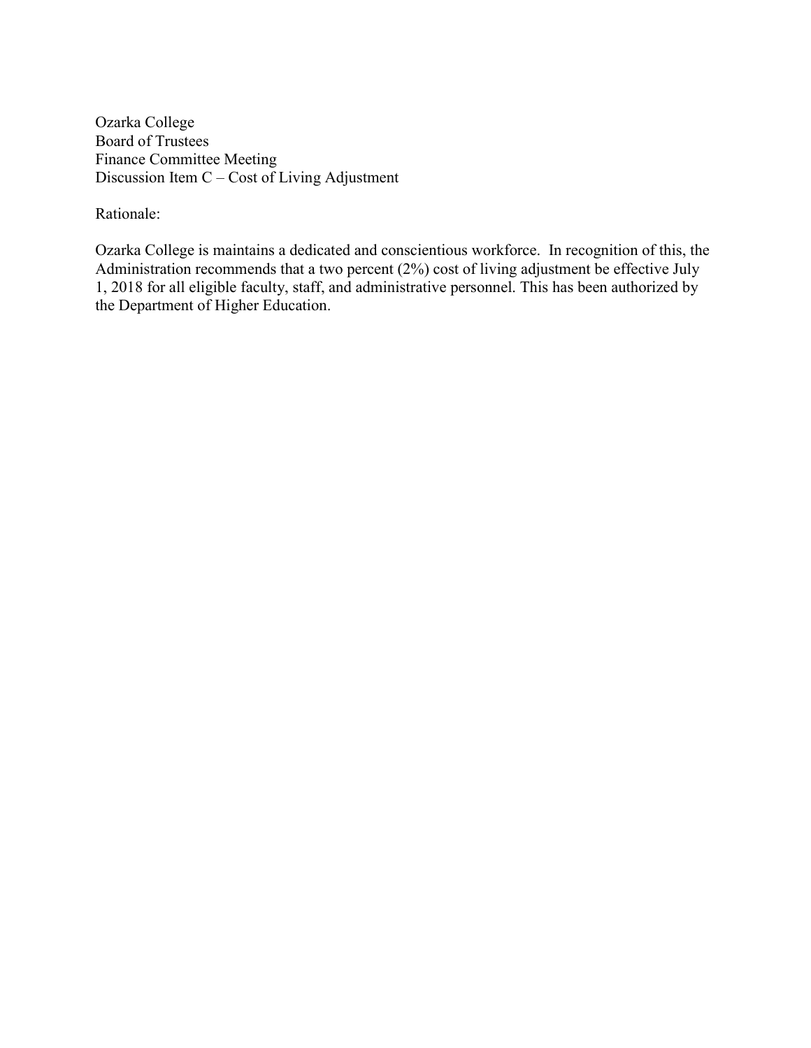Ozarka College
Board of Trustees
Finance Committee Meeting
Discussion Item C – Cost of Living Adjustment

Rationale:

Ozarka College is maintains a dedicated and conscientious workforce. In recognition of this, the Administration recommends that a two percent (2%) cost of living adjustment be effective July 1, 2018 for all eligible faculty, staff, and administrative personnel. This has been authorized by the Department of Higher Education.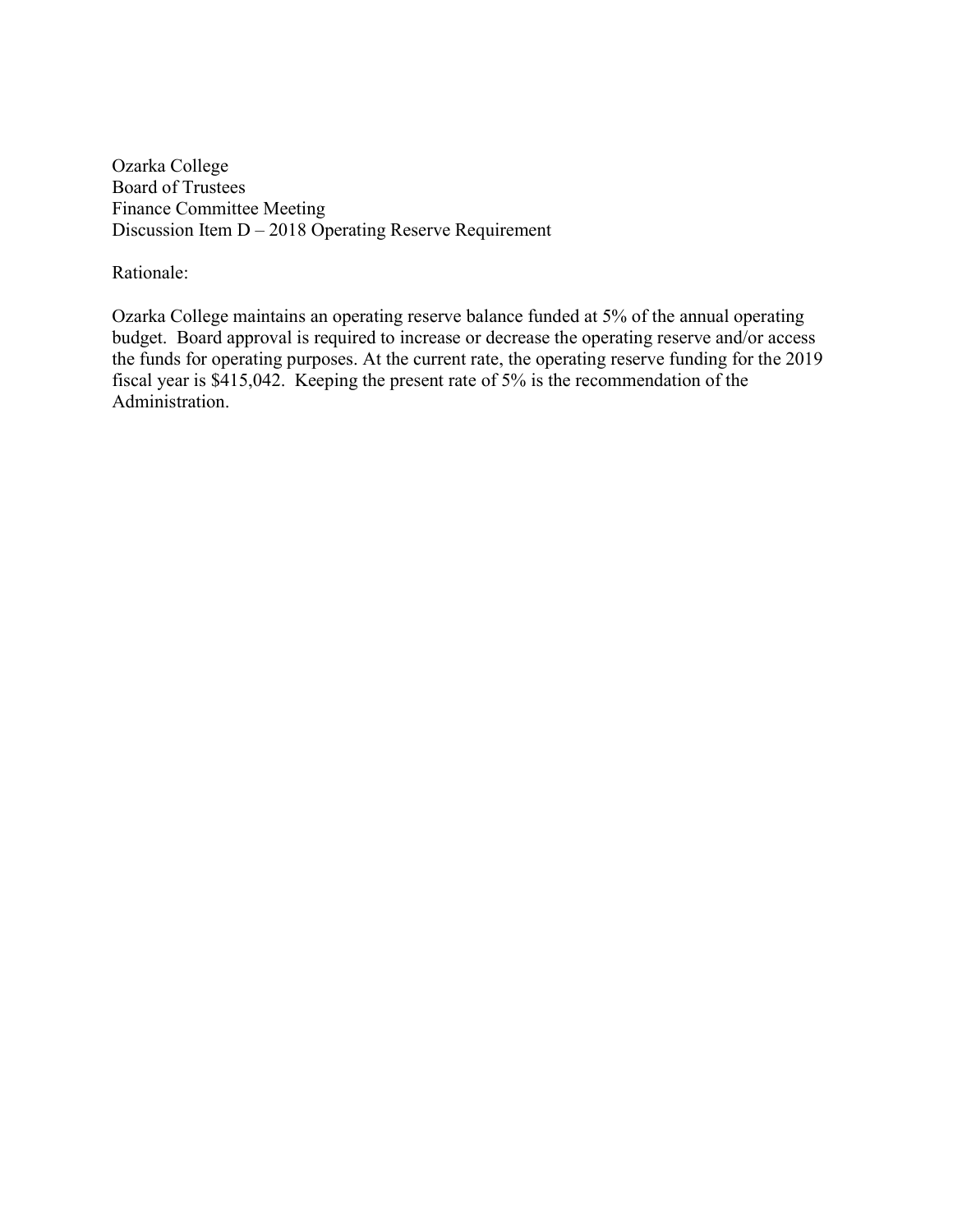Ozarka College
Board of Trustees
Finance Committee Meeting
Discussion Item D – 2018 Operating Reserve Requirement

Rationale:

Ozarka College maintains an operating reserve balance funded at 5% of the annual operating budget. Board approval is required to increase or decrease the operating reserve and/or access the funds for operating purposes. At the current rate, the operating reserve funding for the 2019 fiscal year is $415,042. Keeping the present rate of 5% is the recommendation of the Administration.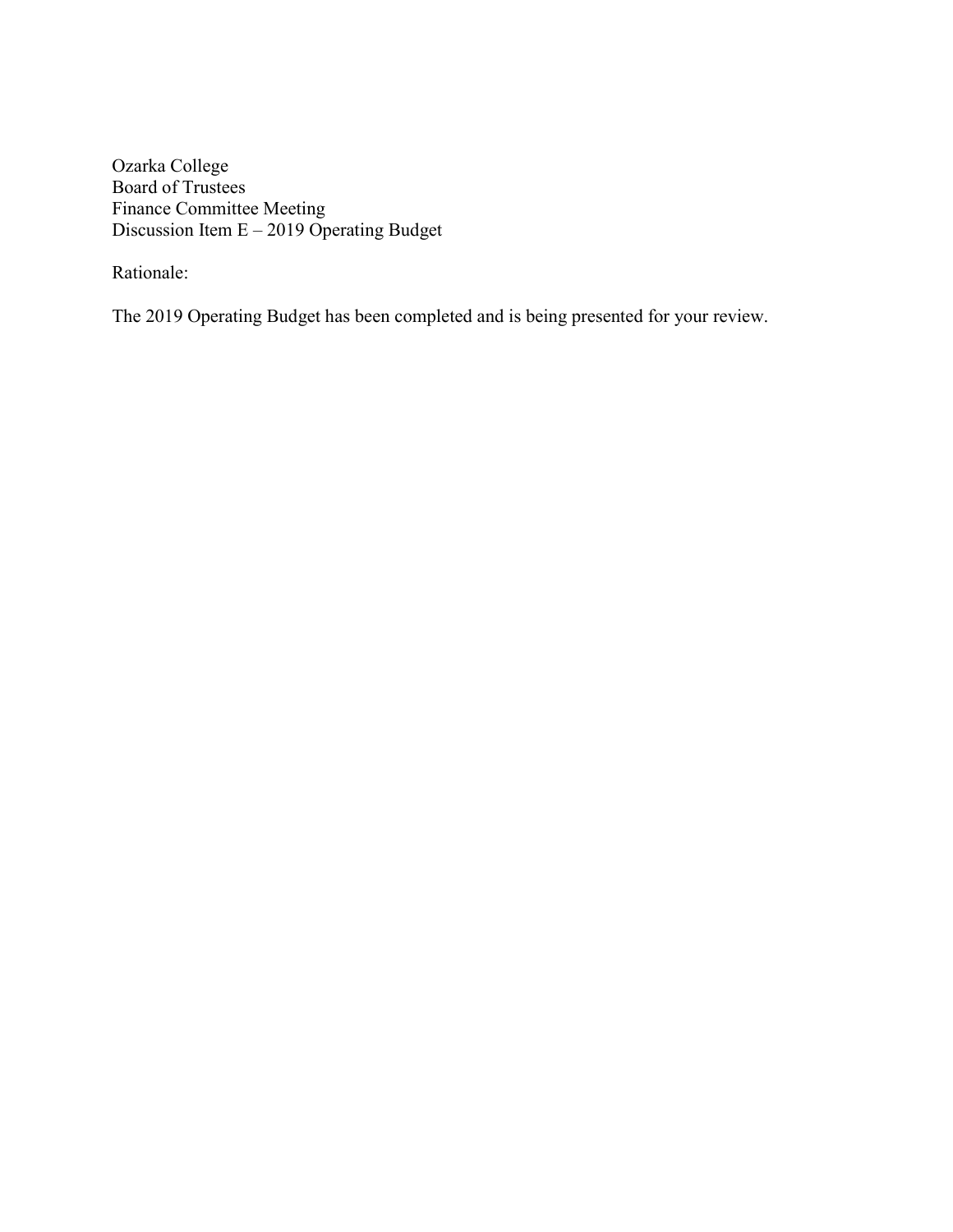Ozarka College
Board of Trustees
Finance Committee Meeting
Discussion Item E – 2019 Operating Budget

Rationale:

The 2019 Operating Budget has been completed and is being presented for your review.